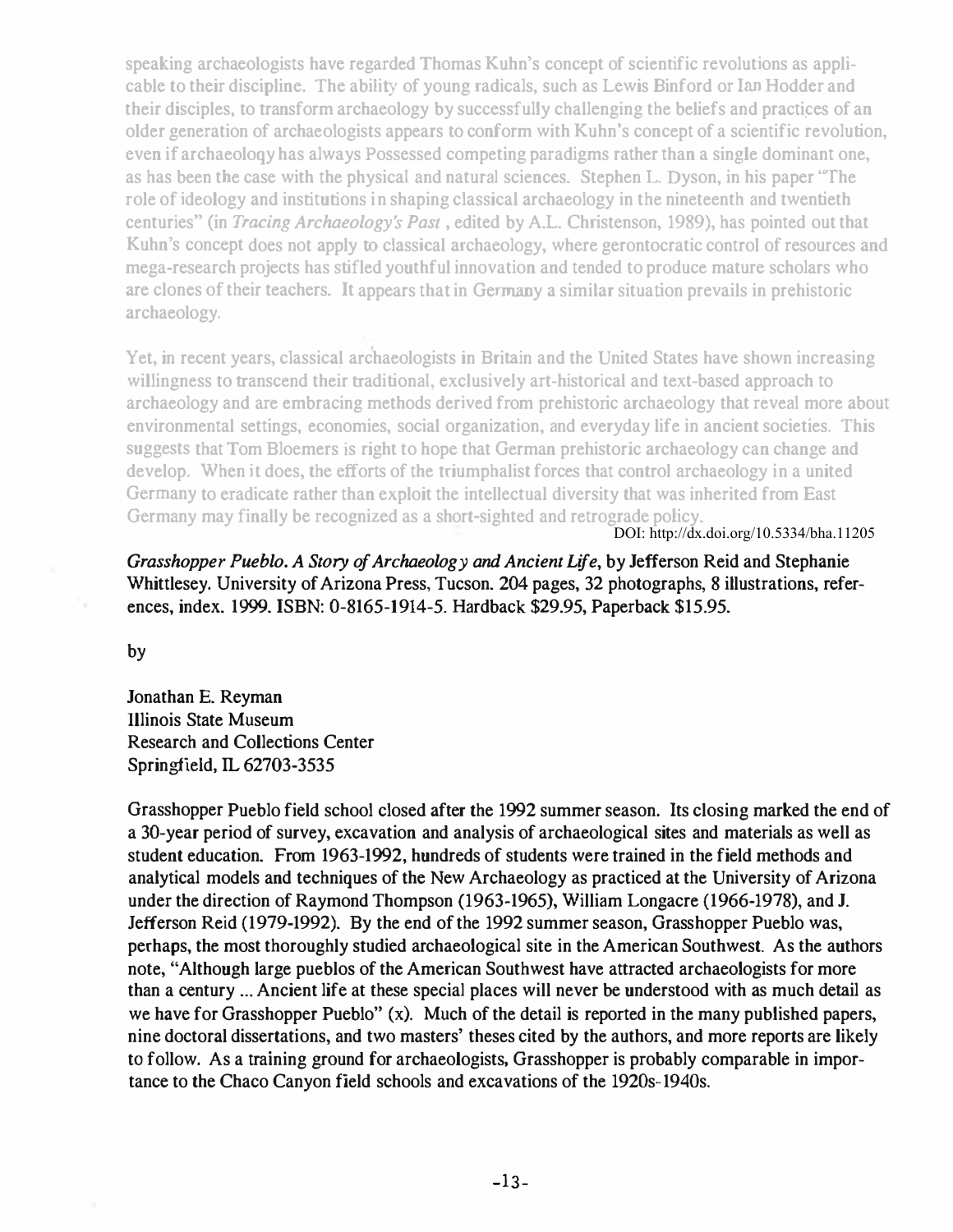speaking archaeologists have regarded Thomas Kuhn's concept of scientific revolutions as applicable to their discipline. The ability of young radicals, such as Lewis Binford or Ian Hodder and their disciples, to transform archaeology by successfully challenging the beliefs and practices of an older generation of archaeologists appears to conform with Kuhn's concept of a scientific revolution, even if archaeoloqy has always Possessed competing paradigms rather than a single dominant one, as has been the case with the physical and natural sciences. Stephen L. Dyson, in his paper "The role of ideology and institutions in shaping classical archaeology in the nineteenth and twentieth centuries" (in *Tracing Archaeology's Past*, edited by A.L. Christenson, 1989), has pointed out that Kuhn's concept does not apply to classical archaeology, where gerontocratic control of resources and mega-research projects has stifled youthful innovation and tended to produce mature scholars who are clones of their teachers. It appears that in Germany a similar situation prevails in prehistoric archaeology.

Yet, in recent years, classical archaeologists in Britain and the United States have shown increasing willingness to transcend their traditional, exclusively art-historical and text-based approach to archaeology and are embracing methods derived from prehistoric archaeology that reveal more about environmental settings, economies, social organization, and everyday life in ancient societies. This suggests that Tom Bloemers is right to hope that German prehistoric archaeology can change and develop. When it does, the efforts of the triumphalist forces that control archaeology in a united Germany to eradicate rather than exploit the intellectual diversity that was inherited from East Germany may finally be recognized as a short-sighted and retrograde policy.

DOI: http://dx.doi.org/10.5334/bha.11205

***Grasshopper Pueblo. A Story of Archaeology and Ancient Life*, by Jefferson Reid and Stephanie Whittlesey. University of Arizona Press, Tucson. 204 pages, 32 photographs, 8 illustrations, references, index. 1999. ISBN: 0-8165-1914-5. Hardback $29.95, Paperback $15.95.**

by

Jonathan E. Reyman
Illinois State Museum
Research and Collections Center
Springfield, IL 62703-3535

Grasshopper Pueblo field school closed after the 1992 summer season. Its closing marked the end of a 30-year period of survey, excavation and analysis of archaeological sites and materials as well as student education. From 1963-1992, hundreds of students were trained in the field methods and analytical models and techniques of the New Archaeology as practiced at the University of Arizona under the direction of Raymond Thompson (1963-1965), William Longacre (1966-1978), and J. Jefferson Reid (1979-1992). By the end of the 1992 summer season, Grasshopper Pueblo was, perhaps, the most thoroughly studied archaeological site in the American Southwest. As the authors note, "Although large pueblos of the American Southwest have attracted archaeologists for more than a century ... Ancient life at these special places will never be understood with as much detail as we have for Grasshopper Pueblo" (x). Much of the detail is reported in the many published papers, nine doctoral dissertations, and two masters' theses cited by the authors, and more reports are likely to follow. As a training ground for archaeologists, Grasshopper is probably comparable in importance to the Chaco Canyon field schools and excavations of the 1920s-1940s.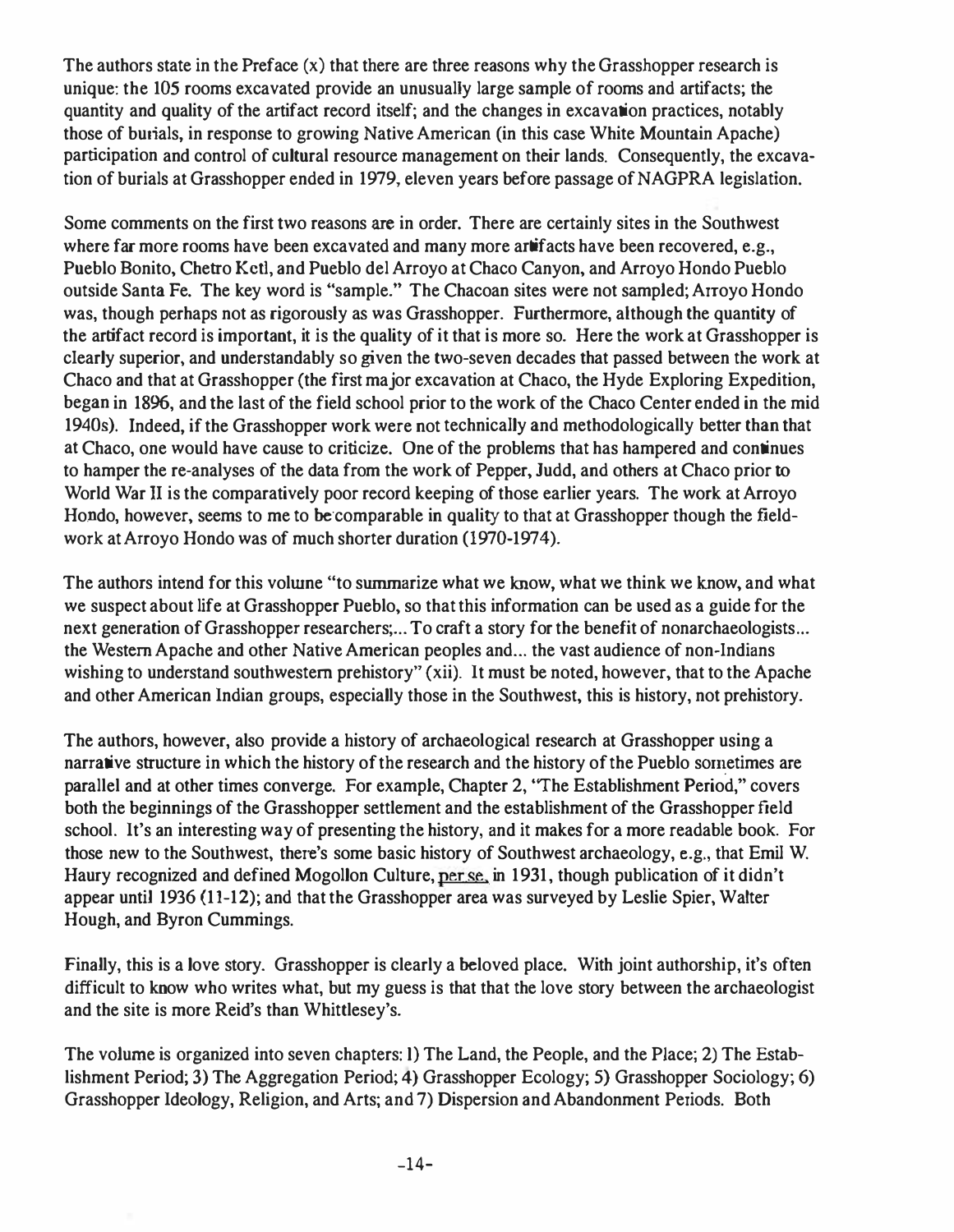The authors state in the Preface (x) that there are three reasons why the Grasshopper research is unique: the 105 rooms excavated provide an unusually large sample of rooms and artifacts; the quantity and quality of the artifact record itself; and the changes in excavation practices, notably those of burials, in response to growing Native American (in this case White Mountain Apache) participation and control of cultural resource management on their lands. Consequently, the excavation of burials at Grasshopper ended in 1979, eleven years before passage of NAGPRA legislation.

Some comments on the first two reasons are in order. There are certainly sites in the Southwest where far more rooms have been excavated and many more artifacts have been recovered, e.g., Pueblo Bonito, Chetro Ketl, and Pueblo del Arroyo at Chaco Canyon, and Arroyo Hondo Pueblo outside Santa Fe. The key word is "sample." The Chacoan sites were not sampled; Arroyo Hondo was, though perhaps not as rigorously as was Grasshopper. Furthermore, although the quantity of the artifact record is important, it is the quality of it that is more so. Here the work at Grasshopper is clearly superior, and understandably so given the two-seven decades that passed between the work at Chaco and that at Grasshopper (the first major excavation at Chaco, the Hyde Exploring Expedition, began in 1896, and the last of the field school prior to the work of the Chaco Center ended in the mid 1940s). Indeed, if the Grasshopper work were not technically and methodologically better than that at Chaco, one would have cause to criticize. One of the problems that has hampered and continues to hamper the re-analyses of the data from the work of Pepper, Judd, and others at Chaco prior to World War II is the comparatively poor record keeping of those earlier years. The work at Arroyo Hondo, however, seems to me to be comparable in quality to that at Grasshopper though the fieldwork at Arroyo Hondo was of much shorter duration (1970-1974).

The authors intend for this volume "to summarize what we know, what we think we know, and what we suspect about life at Grasshopper Pueblo, so that this information can be used as a guide for the next generation of Grasshopper researchers;... To craft a story for the benefit of nonarchaeologists... the Western Apache and other Native American peoples and... the vast audience of non-Indians wishing to understand southwestern prehistory" (xii). It must be noted, however, that to the Apache and other American Indian groups, especially those in the Southwest, this is history, not prehistory.

The authors, however, also provide a history of archaeological research at Grasshopper using a narrative structure in which the history of the research and the history of the Pueblo sometimes are parallel and at other times converge. For example, Chapter 2, "The Establishment Period," covers both the beginnings of the Grasshopper settlement and the establishment of the Grasshopper field school. It's an interesting way of presenting the history, and it makes for a more readable book. For those new to the Southwest, there's some basic history of Southwest archaeology, e.g., that Emil W. Haury recognized and defined Mogollon Culture, per se, in 1931, though publication of it didn't appear until 1936 (11-12); and that the Grasshopper area was surveyed by Leslie Spier, Walter Hough, and Byron Cummings.

Finally, this is a love story. Grasshopper is clearly a beloved place. With joint authorship, it's often difficult to know who writes what, but my guess is that that the love story between the archaeologist and the site is more Reid's than Whittlesey's.

The volume is organized into seven chapters: 1) The Land, the People, and the Place; 2) The Establishment Period; 3) The Aggregation Period; 4) Grasshopper Ecology; 5) Grasshopper Sociology; 6) Grasshopper Ideology, Religion, and Arts; and 7) Dispersion and Abandonment Periods. Both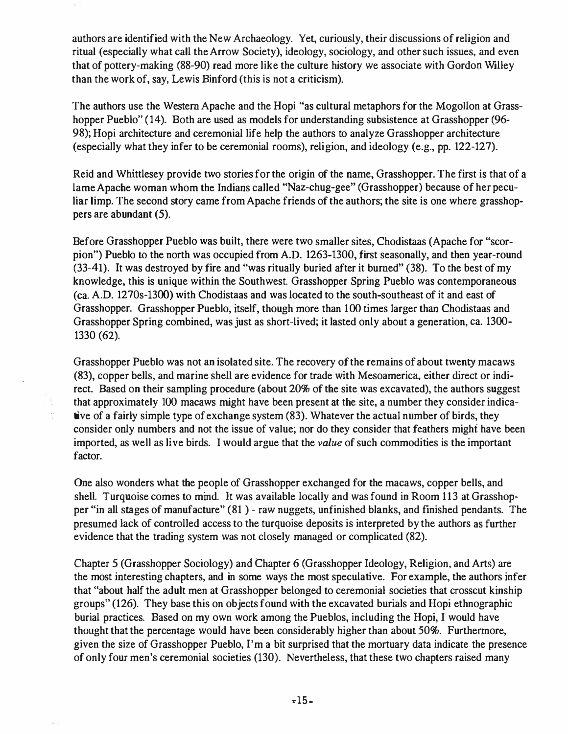authors are identified with the New Archaeology. Yet, curiously, their discussions of religion and ritual (especially what call the Arrow Society), ideology, sociology, and other such issues, and even that of pottery-making (88-90) read more like the culture history we associate with Gordon Willey than the work of, say, Lewis Binford (this is not a criticism).

The authors use the Western Apache and the Hopi "as cultural metaphors for the Mogollon at Grasshopper Pueblo" (14). Both are used as models for understanding subsistence at Grasshopper (96-98); Hopi architecture and ceremonial life help the authors to analyze Grasshopper architecture (especially what they infer to be ceremonial rooms), religion, and ideology (e.g., pp. 122-127).

Reid and Whittlesey provide two stories for the origin of the name, Grasshopper. The first is that of a lame Apache woman whom the Indians called "Naz-chug-gee" (Grasshopper) because of her peculiar limp. The second story came from Apache friends of the authors; the site is one where grasshoppers are abundant (5).

Before Grasshopper Pueblo was built, there were two smaller sites, Chodistaas (Apache for "scorpion") Pueblo to the north was occupied from A.D. 1263-1300, first seasonally, and then year-round (33-41). It was destroyed by fire and "was ritually buried after it burned" (38). To the best of my knowledge, this is unique within the Southwest. Grasshopper Spring Pueblo was contemporaneous (ca. A.D. 1270s-1300) with Chodistaas and was located to the south-southeast of it and east of Grasshopper. Grasshopper Pueblo, itself, though more than 100 times larger than Chodistaas and Grasshopper Spring combined, was just as short-lived; it lasted only about a generation, ca. 1300-1330 (62).

Grasshopper Pueblo was not an isolated site. The recovery of the remains of about twenty macaws (83), copper bells, and marine shell are evidence for trade with Mesoamerica, either direct or indirect. Based on their sampling procedure (about 20% of the site was excavated), the authors suggest that approximately 100 macaws might have been present at the site, a number they consider indicative of a fairly simple type of exchange system (83). Whatever the actual number of birds, they consider only numbers and not the issue of value; nor do they consider that feathers might have been imported, as well as live birds. I would argue that the *value* of such commodities is the important factor.

One also wonders what the people of Grasshopper exchanged for the macaws, copper bells, and shell. Turquoise comes to mind. It was available locally and was found in Room 113 at Grasshopper "in all stages of manufacture" (81) - raw nuggets, unfinished blanks, and finished pendants. The presumed lack of controlled access to the turquoise deposits is interpreted by the authors as further evidence that the trading system was not closely managed or complicated (82).

Chapter 5 (Grasshopper Sociology) and Chapter 6 (Grasshopper Ideology, Religion, and Arts) are the most interesting chapters, and in some ways the most speculative. For example, the authors infer that "about half the adult men at Grasshopper belonged to ceremonial societies that crosscut kinship groups" (126). They base this on objects found with the excavated burials and Hopi ethnographic burial practices. Based on my own work among the Pueblos, including the Hopi, I would have thought that the percentage would have been considerably higher than about 50%. Furthermore, given the size of Grasshopper Pueblo, I'm a bit surprised that the mortuary data indicate the presence of only four men's ceremonial societies (130). Nevertheless, that these two chapters raised many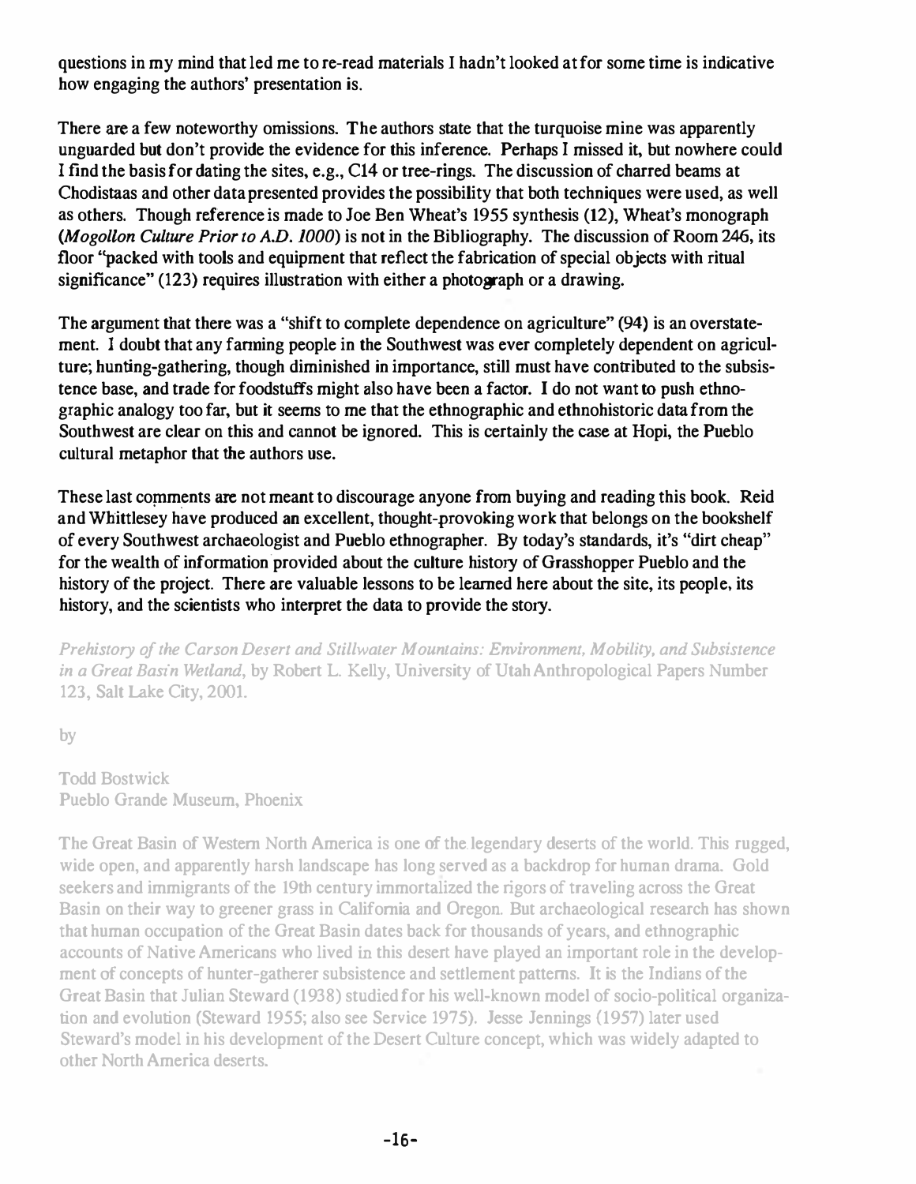questions in my mind that led me to re-read materials I hadn't looked at for some time is indicative how engaging the authors' presentation is.

There are a few noteworthy omissions. The authors state that the turquoise mine was apparently unguarded but don't provide the evidence for this inference. Perhaps I missed it, but nowhere could I find the basis for dating the sites, e.g., C14 or tree-rings. The discussion of charred beams at Chodistaas and other data presented provides the possibility that both techniques were used, as well as others. Though reference is made to Joe Ben Wheat's 1955 synthesis (12), Wheat's monograph (*Mogollon Culture Prior to A.D. 1000*) is not in the Bibliography. The discussion of Room 246, its floor "packed with tools and equipment that reflect the fabrication of special objects with ritual significance" (123) requires illustration with either a photograph or a drawing.

The argument that there was a "shift to complete dependence on agriculture" (94) is an overstatement. I doubt that any farming people in the Southwest was ever completely dependent on agriculture; hunting-gathering, though diminished in importance, still must have contributed to the subsistence base, and trade for foodstuffs might also have been a factor. I do not want to push ethnographic analogy too far, but it seems to me that the ethnographic and ethnohistoric data from the Southwest are clear on this and cannot be ignored. This is certainly the case at Hopi, the Pueblo cultural metaphor that the authors use.

These last comments are not meant to discourage anyone from buying and reading this book. Reid and Whittlesey have produced an excellent, thought-provoking work that belongs on the bookshelf of every Southwest archaeologist and Pueblo ethnographer. By today's standards, it's "dirt cheap" for the wealth of information provided about the culture history of Grasshopper Pueblo and the history of the project. There are valuable lessons to be learned here about the site, its people, its history, and the scientists who interpret the data to provide the story.

*Prehistory of the Carson Desert and Stillwater Mountains: Environment, Mobility, and Subsistence in a Great Basin Wetland*, by Robert L. Kelly, University of Utah Anthropological Papers Number 123, Salt Lake City, 2001.

by

Todd Bostwick
Pueblo Grande Museum, Phoenix

The Great Basin of Western North America is one of the legendary deserts of the world. This rugged, wide open, and apparently harsh landscape has long served as a backdrop for human drama. Gold seekers and immigrants of the 19th century immortalized the rigors of traveling across the Great Basin on their way to greener grass in California and Oregon. But archaeological research has shown that human occupation of the Great Basin dates back for thousands of years, and ethnographic accounts of Native Americans who lived in this desert have played an important role in the development of concepts of hunter-gatherer subsistence and settlement patterns. It is the Indians of the Great Basin that Julian Steward (1938) studied for his well-known model of socio-political organization and evolution (Steward 1955; also see Service 1975). Jesse Jennings (1957) later used Steward's model in his development of the Desert Culture concept, which was widely adapted to other North America deserts.